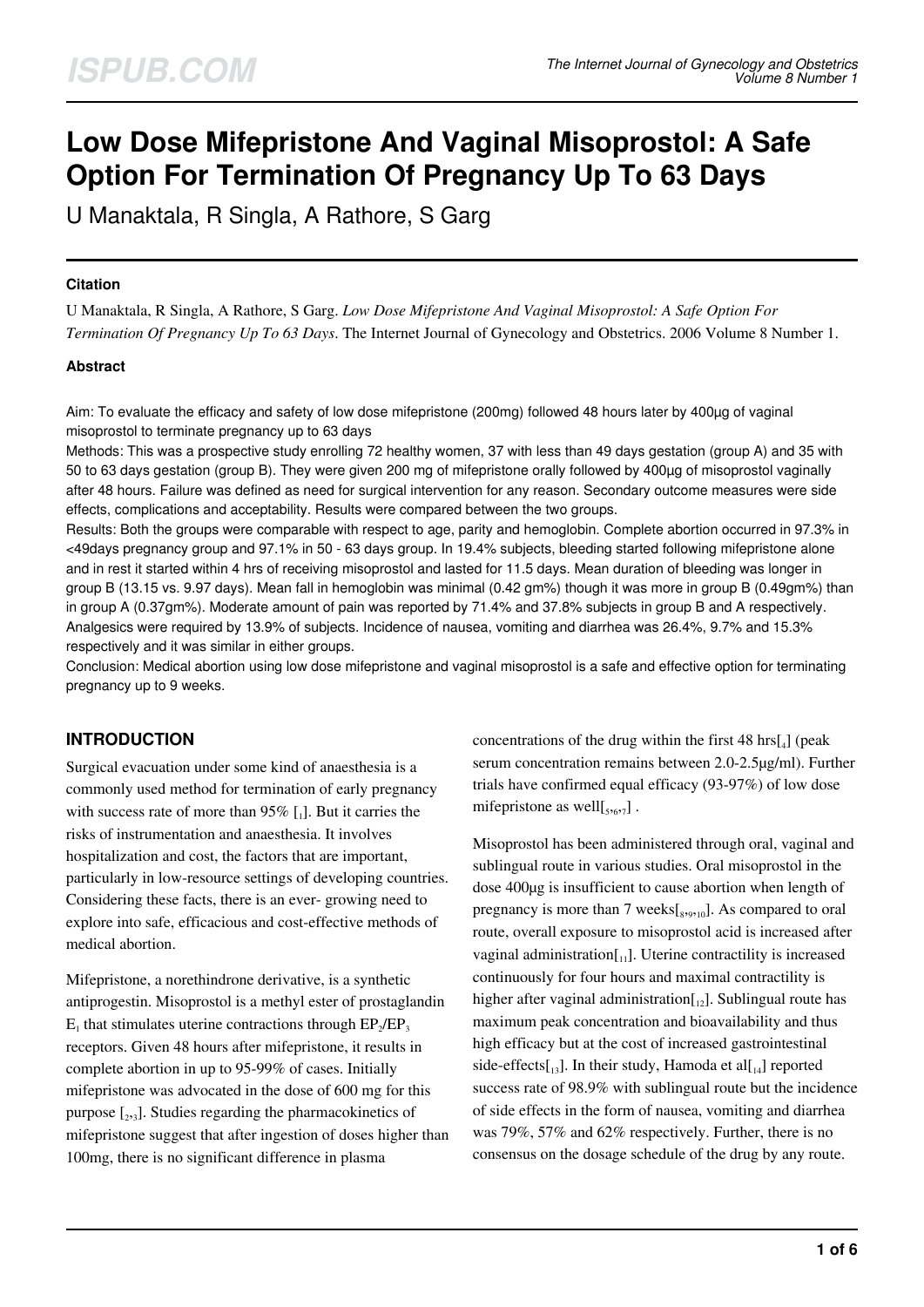# Low Dose Mifepristone And Vaginal Misoprostol: A Safe Option For Termination Of Pregnancy Up To 63 Days

U Manaktala, R Singla, A Rathore, S Garg

### Citation

U Manaktala, R Singla, A Rathore, S Garg. *Low Dose Mifepristone And Vaginal Misoprostol: A Safe Option For Termination Of Pregnancy Up To 63 Days*. The Internet Journal of Gynecology and Obstetrics. 2006 Volume 8 Number 1.

### Abstract

Aim: To evaluate the efficacy and safety of low dose mifepristone (200mg) followed 48 hours later by 400µg of vaginal misoprostol to terminate pregnancy up to 63 days

Methods: This was a prospective study enrolling 72 healthy women, 37 with less than 49 days gestation (group A) and 35 with 50 to 63 days gestation (group B). They were given 200 mg of mifepristone orally followed by 400µg of misoprostol vaginally after 48 hours. Failure was defined as need for surgical intervention for any reason. Secondary outcome measures were side effects, complications and acceptability. Results were compared between the two groups.

Results: Both the groups were comparable with respect to age, parity and hemoglobin. Complete abortion occurred in 97.3% in <49days pregnancy group and 97.1% in 50 - 63 days group. In 19.4% subjects, bleeding started following mifepristone alone and in rest it started within 4 hrs of receiving misoprostol and lasted for 11.5 days. Mean duration of bleeding was longer in group B (13.15 vs. 9.97 days). Mean fall in hemoglobin was minimal (0.42 gm%) though it was more in group B (0.49gm%) than in group A (0.37gm%). Moderate amount of pain was reported by 71.4% and 37.8% subjects in group B and A respectively. Analgesics were required by 13.9% of subjects. Incidence of nausea, vomiting and diarrhea was 26.4%, 9.7% and 15.3% respectively and it was similar in either groups.

Conclusion: Medical abortion using low dose mifepristone and vaginal misoprostol is a safe and effective option for terminating pregnancy up to 9 weeks.

## INTRODUCTION

Surgical evacuation under some kind of anaesthesia is a commonly used method for termination of early pregnancy with success rate of more than 95% [1]. But it carries the risks of instrumentation and anaesthesia. It involves hospitalization and cost, the factors that are important, particularly in low-resource settings of developing countries. Considering these facts, there is an ever- growing need to explore into safe, efficacious and cost-effective methods of medical abortion.

Mifepristone, a norethindrone derivative, is a synthetic antiprogestin. Misoprostol is a methyl ester of prostaglandin $E_1$ that stimulates uterine contractions through $EP_2/EP_3$ receptors. Given 48 hours after mifepristone, it results in complete abortion in up to 95-99% of cases. Initially mifepristone was advocated in the dose of 600 mg for this purpose [2,3]. Studies regarding the pharmacokinetics of mifepristone suggest that after ingestion of doses higher than 100mg, there is no significant difference in plasma concentrations of the drug within the first 48 hrs[4] (peak serum concentration remains between 2.0-2.5µg/ml). Further trials have confirmed equal efficacy (93-97%) of low dose mifepristone as well[5,6,7] .

Misoprostol has been administered through oral, vaginal and sublingual route in various studies. Oral misoprostol in the dose 400µg is insufficient to cause abortion when length of pregnancy is more than 7 weeks[8,9,10]. As compared to oral route, overall exposure to misoprostol acid is increased after vaginal administration[11]. Uterine contractility is increased continuously for four hours and maximal contractility is higher after vaginal administration[12]. Sublingual route has maximum peak concentration and bioavailability and thus high efficacy but at the cost of increased gastrointestinal side-effects[13]. In their study, Hamoda et al[14] reported success rate of 98.9% with sublingual route but the incidence of side effects in the form of nausea, vomiting and diarrhea was 79%, 57% and 62% respectively. Further, there is no consensus on the dosage schedule of the drug by any route.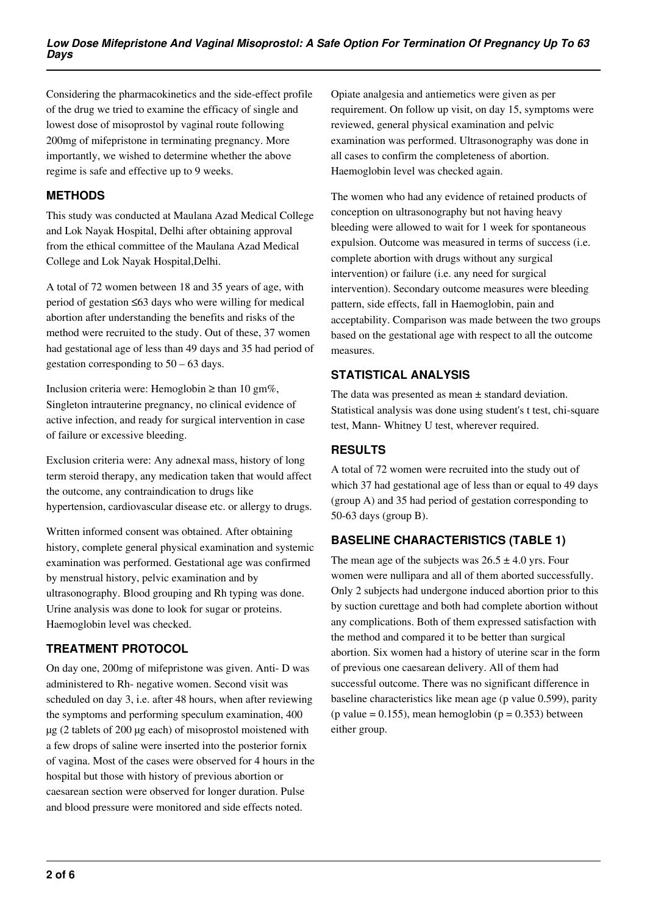Considering the pharmacokinetics and the side-effect profile of the drug we tried to examine the efficacy of single and lowest dose of misoprostol by vaginal route following 200mg of mifepristone in terminating pregnancy. More importantly, we wished to determine whether the above regime is safe and effective up to 9 weeks.

## METHODS

This study was conducted at Maulana Azad Medical College and Lok Nayak Hospital, Delhi after obtaining approval from the ethical committee of the Maulana Azad Medical College and Lok Nayak Hospital,Delhi.

A total of 72 women between 18 and 35 years of age, with period of gestation ≤63 days who were willing for medical abortion after understanding the benefits and risks of the method were recruited to the study. Out of these, 37 women had gestational age of less than 49 days and 35 had period of gestation corresponding to 50 – 63 days.

Inclusion criteria were: Hemoglobin ≥ than 10 gm%, Singleton intrauterine pregnancy, no clinical evidence of active infection, and ready for surgical intervention in case of failure or excessive bleeding.

Exclusion criteria were: Any adnexal mass, history of long term steroid therapy, any medication taken that would affect the outcome, any contraindication to drugs like hypertension, cardiovascular disease etc. or allergy to drugs.

Written informed consent was obtained. After obtaining history, complete general physical examination and systemic examination was performed. Gestational age was confirmed by menstrual history, pelvic examination and by ultrasonography. Blood grouping and Rh typing was done. Urine analysis was done to look for sugar or proteins. Haemoglobin level was checked.

## TREATMENT PROTOCOL

On day one, 200mg of mifepristone was given. Anti- D was administered to Rh- negative women. Second visit was scheduled on day 3, i.e. after 48 hours, when after reviewing the symptoms and performing speculum examination, 400 µg (2 tablets of 200 µg each) of misoprostol moistened with a few drops of saline were inserted into the posterior fornix of vagina. Most of the cases were observed for 4 hours in the hospital but those with history of previous abortion or caesarean section were observed for longer duration. Pulse and blood pressure were monitored and side effects noted.

Opiate analgesia and antiemetics were given as per requirement. On follow up visit, on day 15, symptoms were reviewed, general physical examination and pelvic examination was performed. Ultrasonography was done in all cases to confirm the completeness of abortion. Haemoglobin level was checked again.

The women who had any evidence of retained products of conception on ultrasonography but not having heavy bleeding were allowed to wait for 1 week for spontaneous expulsion. Outcome was measured in terms of success (i.e. complete abortion with drugs without any surgical intervention) or failure (i.e. any need for surgical intervention). Secondary outcome measures were bleeding pattern, side effects, fall in Haemoglobin, pain and acceptability. Comparison was made between the two groups based on the gestational age with respect to all the outcome measures.

## STATISTICAL ANALYSIS

The data was presented as mean ± standard deviation. Statistical analysis was done using student's t test, chi-square test, Mann- Whitney U test, wherever required.

## RESULTS

A total of 72 women were recruited into the study out of which 37 had gestational age of less than or equal to 49 days (group A) and 35 had period of gestation corresponding to 50-63 days (group B).

## BASELINE CHARACTERISTICS (TABLE 1)

The mean age of the subjects was 26.5 ± 4.0 yrs. Four women were nullipara and all of them aborted successfully. Only 2 subjects had undergone induced abortion prior to this by suction curettage and both had complete abortion without any complications. Both of them expressed satisfaction with the method and compared it to be better than surgical abortion. Six women had a history of uterine scar in the form of previous one caesarean delivery. All of them had successful outcome. There was no significant difference in baseline characteristics like mean age (p value 0.599), parity (p value = 0.155), mean hemoglobin (p = 0.353) between either group.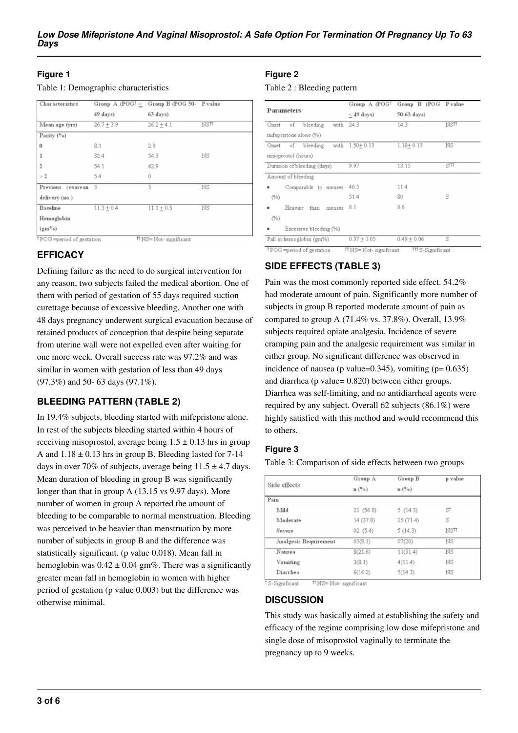## Figure 1

Table 1: Demographic characteristics

| Characteristics | Group A (POG[†] ≤ 49 days) | Group B (POG 50-63 days) | P value |
|---|---|---|---|
| Mean age (yrs) | 26.7 ± 3.9 | 26.2 ± 4.1 | NS[††] |
| Parity (%) | | | |
| 0 | 8.1 | 2.9 | |
| 1 | 32.4 | 54.3 | NS |
| 2 | 54.1 | 42.9 | |
| > 2 | 5.4 | 0 | |
| Previous cesarean delivery (no.) | 3 | 3 | NS |
| Baseline Hemoglobin (gm%) | 11.3 ± 0.4 | 11.1 ± 0.5 | NS |

[†]POG =period of gestation [††]NS= Not- significant

## EFFICACY

Defining failure as the need to do surgical intervention for any reason, two subjects failed the medical abortion. One of them with period of gestation of 55 days required suction curettage because of excessive bleeding. Another one with 48 days pregnancy underwent surgical evacuation because of retained products of conception that despite being separate from uterine wall were not expelled even after waiting for one more week. Overall success rate was 97.2% and was similar in women with gestation of less than 49 days (97.3%) and 50- 63 days (97.1%).

## BLEEDING PATTERN (TABLE 2)

In 19.4% subjects, bleeding started with mifepristone alone. In rest of the subjects bleeding started within 4 hours of receiving misoprostol, average being 1.5 ± 0.13 hrs in group A and 1.18 ± 0.13 hrs in group B. Bleeding lasted for 7-14 days in over 70% of subjects, average being 11.5 ± 4.7 days. Mean duration of bleeding in group B was significantly longer than that in group A (13.15 vs 9.97 days). More number of women in group A reported the amount of bleeding to be comparable to normal menstruation. Bleeding was perceived to be heavier than menstruation by more number of subjects in group B and the difference was statistically significant. (p value 0.018). Mean fall in hemoglobin was 0.42 ± 0.04 gm%. There was a significantly greater mean fall in hemoglobin in women with higher period of gestation (p value 0.003) but the difference was otherwise minimal.

## Figure 2

Table 2 : Bleeding pattern

| Parameters | Group A (POG[†] ≤ 49 days) | Group B (POG 50-63 days) | P value |
|---|---|---|---|
| Onset of bleeding with mifepristone alone (%) | 24.3 | 14.3 | NS[††] |
| Onset of bleeding with misoprostol (hours) | 1.50 ± 0.13 | 1.18 ± 0.13 | NS |
| Duration of bleeding (days) | 9.97 | 13.15 | S[†††] |
| Amount of bleeding | | | |
| • Comparable to menses (%) | 40.5 | 11.4 | |
| • Heavier than menses (%) | 51.4 | 80 | S |
| • Excessive bleeding (%) | 8.1 | 8.6 | |
| Fall in hemoglobin (gm%) | 0.37 ± 0.05 | 0.49 ± 0.06 | S |

[†]POG =period of gestation [††]NS= Not- significant [†††]S-Significant

## SIDE EFFECTS (TABLE 3)

Pain was the most commonly reported side effect. 54.2% had moderate amount of pain. Significantly more number of subjects in group B reported moderate amount of pain as compared to group A (71.4% vs. 37.8%). Overall, 13.9% subjects required opiate analgesia. Incidence of severe cramping pain and the analgesic requirement was similar in either group. No significant difference was observed in incidence of nausea (p value=0.345), vomiting (p= 0.635) and diarrhea (p value= 0.820) between either groups. Diarrhea was self-limiting, and no antidiarrheal agents were required by any subject. Overall 62 subjects (86.1%) were highly satisfied with this method and would recommend this to others.

## Figure 3

Table 3: Comparison of side effects between two groups

| Side effects | Group A n (%) | Group B n (%) | p value |
|---|---|---|---|
| Pain | | | |
| Mild | 21 (56.8) | 5 (14.3) | S[†] |
| Moderate | 14 (37.8) | 25 (71.4) | S |
| Severe | 02 (5.4) | 5 (14.3) | NS[††] |
| Analgesic Requirement | 03(8.1) | 07(20) | NS |
| Nausea | 8(21.6) | 11(31.4) | NS |
| Vomiting | 3(8.1) | 4(11.4) | NS |
| Diarrhea | 6(16.2) | 5(14.3) | NS |

[†]S-Significant [††]NS= Not- significant

## DISCUSSION

This study was basically aimed at establishing the safety and efficacy of the regime comprising low dose mifepristone and single dose of misoprostol vaginally to terminate the pregnancy up to 9 weeks.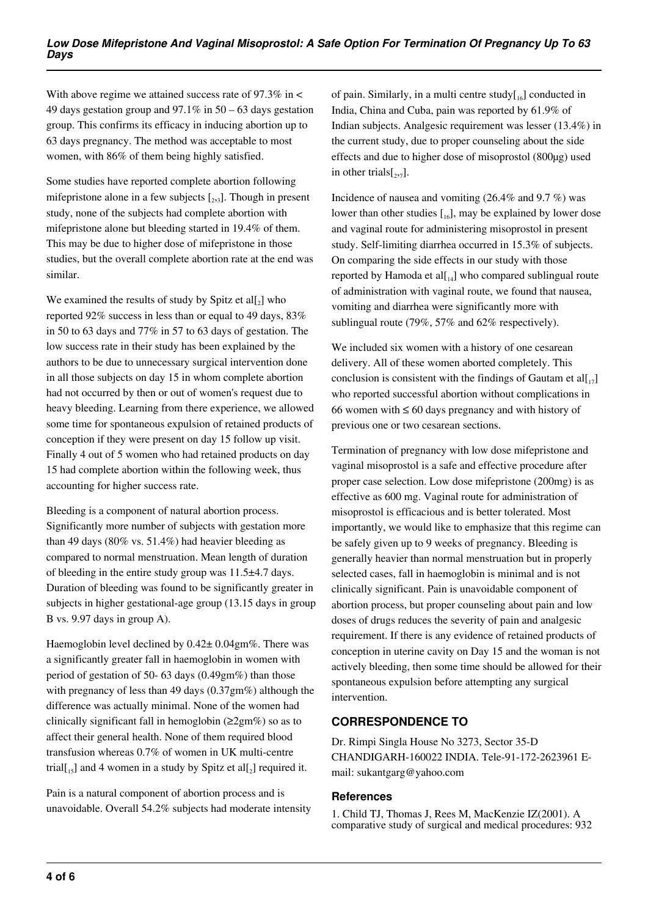With above regime we attained success rate of 97.3% in < 49 days gestation group and 97.1% in 50 – 63 days gestation group. This confirms its efficacy in inducing abortion up to 63 days pregnancy. The method was acceptable to most women, with 86% of them being highly satisfied.

Some studies have reported complete abortion following mifepristone alone in a few subjects [2,3]. Though in present study, none of the subjects had complete abortion with mifepristone alone but bleeding started in 19.4% of them. This may be due to higher dose of mifepristone in those studies, but the overall complete abortion rate at the end was similar.

We examined the results of study by Spitz et al[2] who reported 92% success in less than or equal to 49 days, 83% in 50 to 63 days and 77% in 57 to 63 days of gestation. The low success rate in their study has been explained by the authors to be due to unnecessary surgical intervention done in all those subjects on day 15 in whom complete abortion had not occurred by then or out of women's request due to heavy bleeding. Learning from there experience, we allowed some time for spontaneous expulsion of retained products of conception if they were present on day 15 follow up visit. Finally 4 out of 5 women who had retained products on day 15 had complete abortion within the following week, thus accounting for higher success rate.

Bleeding is a component of natural abortion process. Significantly more number of subjects with gestation more than 49 days (80% vs. 51.4%) had heavier bleeding as compared to normal menstruation. Mean length of duration of bleeding in the entire study group was 11.5±4.7 days. Duration of bleeding was found to be significantly greater in subjects in higher gestational-age group (13.15 days in group B vs. 9.97 days in group A).

Haemoglobin level declined by 0.42± 0.04gm%. There was a significantly greater fall in haemoglobin in women with period of gestation of 50- 63 days (0.49gm%) than those with pregnancy of less than 49 days (0.37gm%) although the difference was actually minimal. None of the women had clinically significant fall in hemoglobin (≥2gm%) so as to affect their general health. None of them required blood transfusion whereas 0.7% of women in UK multi-centre trial[15] and 4 women in a study by Spitz et al[2] required it.

Pain is a natural component of abortion process and is unavoidable. Overall 54.2% subjects had moderate intensity of pain. Similarly, in a multi centre study[16] conducted in India, China and Cuba, pain was reported by 61.9% of Indian subjects. Analgesic requirement was lesser (13.4%) in the current study, due to proper counseling about the side effects and due to higher dose of misoprostol (800μg) used in other trials[2,7].

Incidence of nausea and vomiting (26.4% and 9.7 %) was lower than other studies [16], may be explained by lower dose and vaginal route for administering misoprostol in present study. Self-limiting diarrhea occurred in 15.3% of subjects. On comparing the side effects in our study with those reported by Hamoda et al[14] who compared sublingual route of administration with vaginal route, we found that nausea, vomiting and diarrhea were significantly more with sublingual route (79%, 57% and 62% respectively).

We included six women with a history of one cesarean delivery. All of these women aborted completely. This conclusion is consistent with the findings of Gautam et al[17] who reported successful abortion without complications in 66 women with ≤ 60 days pregnancy and with history of previous one or two cesarean sections.

Termination of pregnancy with low dose mifepristone and vaginal misoprostol is a safe and effective procedure after proper case selection. Low dose mifepristone (200mg) is as effective as 600 mg. Vaginal route for administration of misoprostol is efficacious and is better tolerated. Most importantly, we would like to emphasize that this regime can be safely given up to 9 weeks of pregnancy. Bleeding is generally heavier than normal menstruation but in properly selected cases, fall in haemoglobin is minimal and is not clinically significant. Pain is unavoidable component of abortion process, but proper counseling about pain and low doses of drugs reduces the severity of pain and analgesic requirement. If there is any evidence of retained products of conception in uterine cavity on Day 15 and the woman is not actively bleeding, then some time should be allowed for their spontaneous expulsion before attempting any surgical intervention.

## CORRESPONDENCE TO

Dr. Rimpi Singla House No 3273, Sector 35-D CHANDIGARH-160022 INDIA. Tele-91-172-2623961 E-mail: sukantgarg@yahoo.com

### References

1. Child TJ, Thomas J, Rees M, MacKenzie IZ(2001). A comparative study of surgical and medical procedures: 932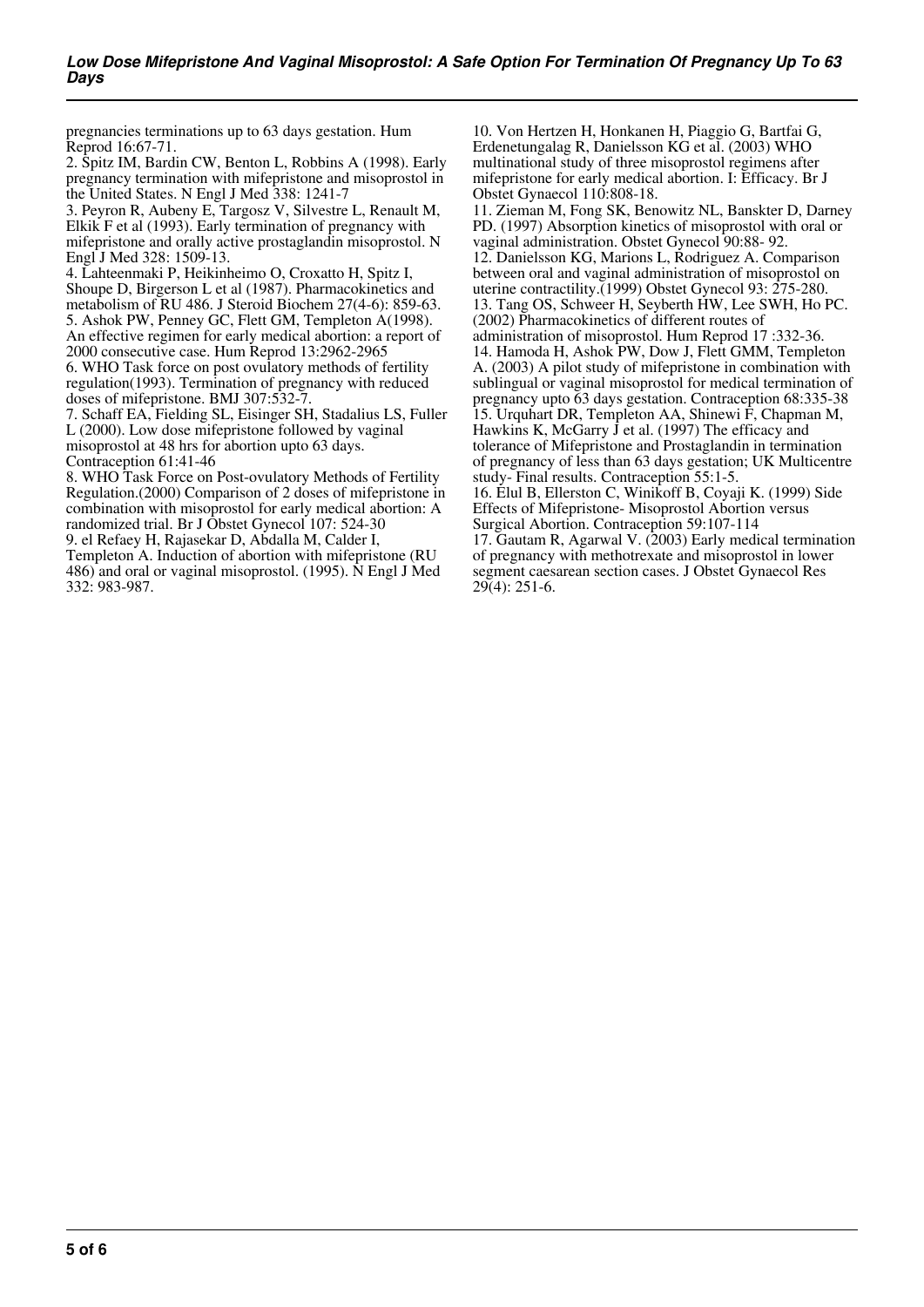pregnancies terminations up to 63 days gestation. Hum Reprod 16:67-71.

2. Spitz IM, Bardin CW, Benton L, Robbins A (1998). Early pregnancy termination with mifepristone and misoprostol in the United States. N Engl J Med 338: 1241-7

3. Peyron R, Aubeny E, Targosz V, Silvestre L, Renault M, Elkik F et al (1993). Early termination of pregnancy with mifepristone and orally active prostaglandin misoprostol. N Engl J Med 328: 1509-13.

4. Lahteenmaki P, Heikinheimo O, Croxatto H, Spitz I, Shoupe D, Birgerson L et al (1987). Pharmacokinetics and metabolism of RU 486. J Steroid Biochem 27(4-6): 859-63.

5. Ashok PW, Penney GC, Flett GM, Templeton A(1998). An effective regimen for early medical abortion: a report of 2000 consecutive case. Hum Reprod 13:2962-2965

6. WHO Task force on post ovulatory methods of fertility regulation(1993). Termination of pregnancy with reduced doses of mifepristone. BMJ 307:532-7.

7. Schaff EA, Fielding SL, Eisinger SH, Stadalius LS, Fuller L (2000). Low dose mifepristone followed by vaginal misoprostol at 48 hrs for abortion upto 63 days. Contraception 61:41-46

8. WHO Task Force on Post-ovulatory Methods of Fertility Regulation.(2000) Comparison of 2 doses of mifepristone in combination with misoprostol for early medical abortion: A randomized trial. Br J Obstet Gynecol 107: 524-30

9. el Refaey H, Rajasekar D, Abdalla M, Calder I, Templeton A. Induction of abortion with mifepristone (RU 486) and oral or vaginal misoprostol. (1995). N Engl J Med 332: 983-987.

10. Von Hertzen H, Honkanen H, Piaggio G, Bartfai G, Erdenetungalag R, Danielsson KG et al. (2003) WHO multinational study of three misoprostol regimens after mifepristone for early medical abortion. I: Efficacy. Br J Obstet Gynaecol 110:808-18.

11. Zieman M, Fong SK, Benowitz NL, Banskter D, Darney PD. (1997) Absorption kinetics of misoprostol with oral or vaginal administration. Obstet Gynecol 90:88- 92.

12. Danielsson KG, Marions L, Rodriguez A. Comparison between oral and vaginal administration of misoprostol on uterine contractility.(1999) Obstet Gynecol 93: 275-280.

13. Tang OS, Schweer H, Seyberth HW, Lee SWH, Ho PC. (2002) Pharmacokinetics of different routes of administration of misoprostol. Hum Reprod 17 :332-36.

14. Hamoda H, Ashok PW, Dow J, Flett GMM, Templeton A. (2003) A pilot study of mifepristone in combination with sublingual or vaginal misoprostol for medical termination of pregnancy upto 63 days gestation. Contraception 68:335-38

15. Urquhart DR, Templeton AA, Shinewi F, Chapman M, Hawkins K, McGarry J et al. (1997) The efficacy and tolerance of Mifepristone and Prostaglandin in termination of pregnancy of less than 63 days gestation; UK Multicentre study- Final results. Contraception 55:1-5.

16. Elul B, Ellerston C, Winikoff B, Coyaji K. (1999) Side Effects of Mifepristone- Misoprostol Abortion versus Surgical Abortion. Contraception 59:107-114

17. Gautam R, Agarwal V. (2003) Early medical termination of pregnancy with methotrexate and misoprostol in lower segment caesarean section cases. J Obstet Gynaecol Res 29(4): 251-6.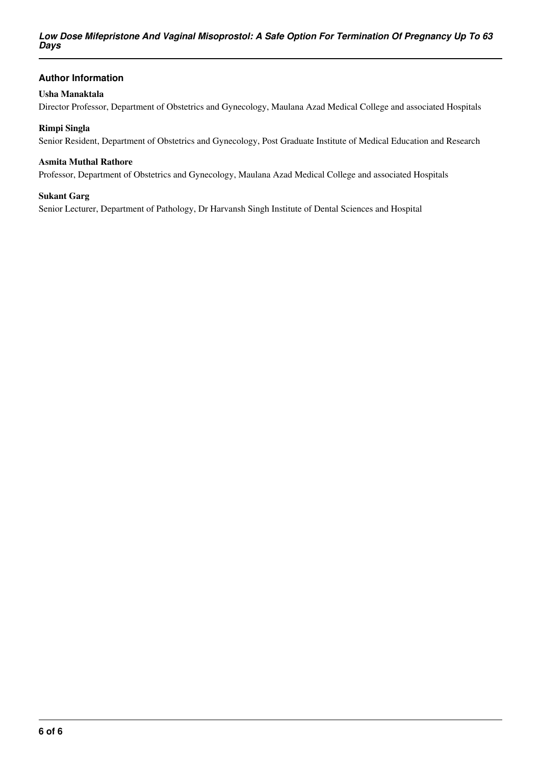## Author Information

**Usha Manaktala**

Director Professor, Department of Obstetrics and Gynecology, Maulana Azad Medical College and associated Hospitals

**Rimpi Singla**

Senior Resident, Department of Obstetrics and Gynecology, Post Graduate Institute of Medical Education and Research

**Asmita Muthal Rathore**

Professor, Department of Obstetrics and Gynecology, Maulana Azad Medical College and associated Hospitals

**Sukant Garg**

Senior Lecturer, Department of Pathology, Dr Harvansh Singh Institute of Dental Sciences and Hospital